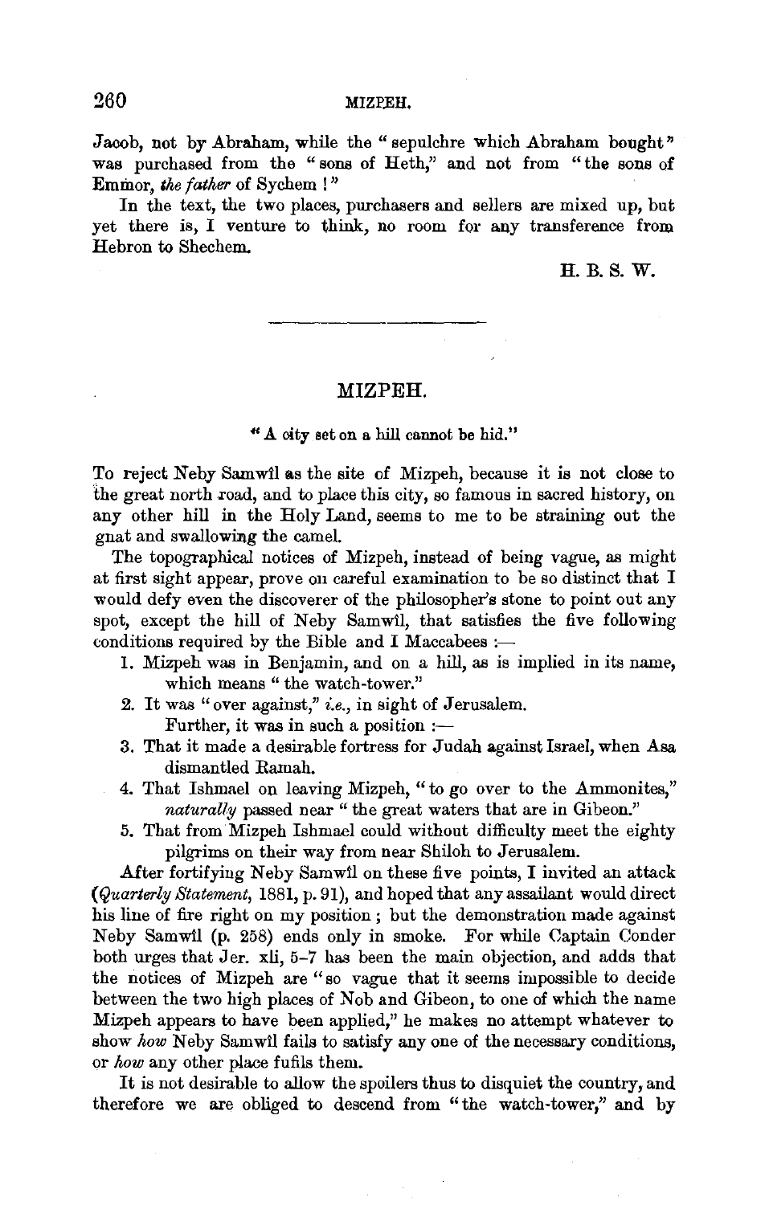Jacob, not by Abraham, while the "sepulchre which Abraham bought" was purchased from the "sons of Heth," and not from "the sons of Emmor, *the father* of Sychem!"

In the text, the two places, purchasers and sellers are mixed up, but yet there is, I venture to think, no room for any transference from Hebron to Shechem.

H. B. S. W.

---

## MIZPEH.

"A city set on a hill cannot be hid."

To reject Neby Samwîl as the site of Mizpeh, because it is not close to the great north road, and to place this city, so famous in sacred history, on any other hill in the Holy Land, seems to me to be straining out the gnat and swallowing the camel.

The topographical notices of Mizpeh, instead of being vague, as might at first sight appear, prove on careful examination to be so distinct that I would defy even the discoverer of the philosopher's stone to point out any spot, except the hill of Neby Samwîl, that satisfies the five following conditions required by the Bible and I Maccabees :—

1. Mizpeh was in Benjamin, and on a hill, as is implied in its name, which means "the watch-tower."
2. It was "over against," *i.e.*, in sight of Jerusalem.
   Further, it was in such a position :—
3. That it made a desirable fortress for Judah against Israel, when Asa dismantled Ramah.
4. That Ishmael on leaving Mizpeh, "to go over to the Ammonites," *naturally* passed near "the great waters that are in Gibeon."
5. That from Mizpeh Ishmael could without difficulty meet the eighty pilgrims on their way from near Shiloh to Jerusalem.

After fortifying Neby Samwîl on these five points, I invited an attack (*Quarterly Statement*, 1881, p. 91), and hoped that any assailant would direct his line of fire right on my position ; but the demonstration made against Neby Samwîl (p. 258) ends only in smoke. For while Captain Conder both urges that Jer. xli, 5–7 has been the main objection, and adds that the notices of Mizpeh are "so vague that it seems impossible to decide between the two high places of Nob and Gibeon, to one of which the name Mizpeh appears to have been applied," he makes no attempt whatever to show *how* Neby Samwîl fails to satisfy any one of the necessary conditions, or *how* any other place fufils them.

It is not desirable to allow the spoilers thus to disquiet the country, and therefore we are obliged to descend from "the watch-tower," and by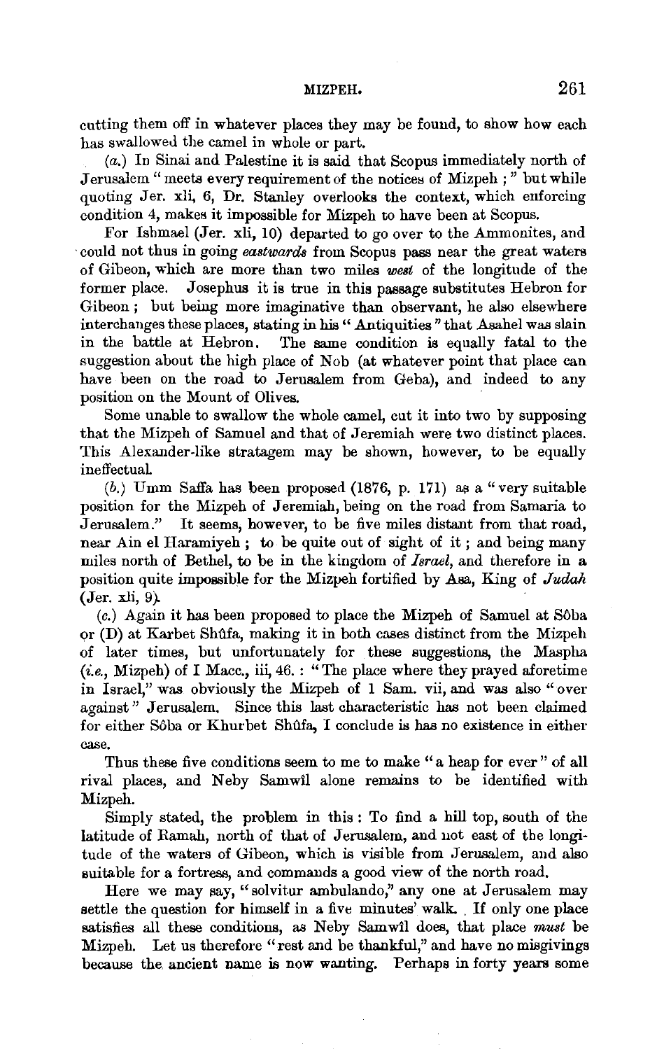cutting them off in whatever places they may be found, to show how each has swallowed the camel in whole or part.

(*a.*) In Sinai and Palestine it is said that Scopus immediately north of Jerusalem "meets every requirement of the notices of Mizpeh;" but while quoting Jer. xli, 6, Dr. Stanley overlooks the context, which enforcing condition 4, makes it impossible for Mizpeh to have been at Scopus.

For Ishmael (Jer. xli, 10) departed to go over to the Ammonites, and could not thus in going *eastwards* from Scopus pass near the great waters of Gibeon, which are more than two miles *west* of the longitude of the former place. Josephus it is true in this passage substitutes Hebron for Gibeon; but being more imaginative than observant, he also elsewhere interchanges these places, stating in his "Antiquities" that Asahel was slain in the battle at Hebron. The same condition is equally fatal to the suggestion about the high place of Nob (at whatever point that place can have been on the road to Jerusalem from Geba), and indeed to any position on the Mount of Olives.

Some unable to swallow the whole camel, cut it into two by supposing that the Mizpeh of Samuel and that of Jeremiah were two distinct places. This Alexander-like stratagem may be shown, however, to be equally ineffectual.

(*b.*) Umm Saffa has been proposed (1876, p. 171) as a "very suitable position for the Mizpeh of Jeremiah, being on the road from Samaria to Jerusalem." It seems, however, to be five miles distant from that road, near Ain el Haramiyeh; to be quite out of sight of it; and being many miles north of Bethel, to be in the kingdom of *Israel*, and therefore in a position quite impossible for the Mizpeh fortified by Asa, King of *Judah* (Jer. xli, 9).

(*c.*) Again it has been proposed to place the Mizpeh of Samuel at Sôba or (D) at Karbet Shûfa, making it in both cases distinct from the Mizpeh of later times, but unfortunately for these suggestions, the Maspha (*i.e.*, Mizpeh) of I Macc., iii, 46.: "The place where they prayed aforetime in Israel," was obviously the Mizpeh of 1 Sam. vii, and was also "over against" Jerusalem. Since this last characteristic has not been claimed for either Sôba or Khurbet Shûfa, I conclude is has no existence in either case.

Thus these five conditions seem to me to make "a heap for ever" of all rival places, and Neby Samwîl alone remains to be identified with Mizpeh.

Simply stated, the problem in this: To find a hill top, south of the latitude of Ramah, north of that of Jerusalem, and not east of the longitude of the waters of Gibeon, which is visible from Jerusalem, and also suitable for a fortress, and commands a good view of the north road.

Here we may say, "solvitur ambulando," any one at Jerusalem may settle the question for himself in a five minutes' walk. If only one place satisfies all these conditions, as Neby Samwîl does, that place *must* be Mizpeh. Let us therefore "rest and be thankful," and have no misgivings because the ancient name is now wanting. Perhaps in forty years some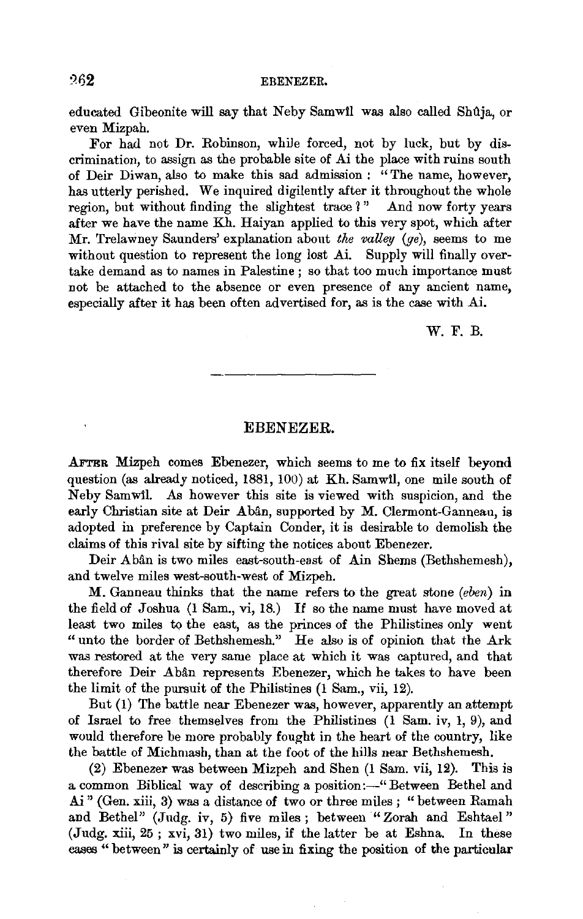educated Gibeonite will say that Neby Samwîl was also called Shûja, or even Mizpah.

For had not Dr. Robinson, while forced, not by luck, but by discrimination, to assign as the probable site of Ai the place with ruins south of Deir Diwan, also to make this sad admission: "The name, however, has utterly perished. We inquired digilently after it throughout the whole region, but without finding the slightest trace?" And now forty years after we have the name Kh. Haiyan applied to this very spot, which after Mr. Trelawney Saunders' explanation about *the valley* (*ge*), seems to me without question to represent the long lost Ai. Supply will finally overtake demand as to names in Palestine; so that too much importance must not be attached to the absence or even presence of any ancient name, especially after it has been often advertised for, as is the case with Ai.

W. F. B.

---

# EBENEZER.

AFTER Mizpeh comes Ebenezer, which seems to me to fix itself beyond question (as already noticed, 1881, 100) at Kh. Samwîl, one mile south of Neby Samwîl. As however this site is viewed with suspicion, and the early Christian site at Deir Abân, supported by M. Clermont-Ganneau, is adopted in preference by Captain Conder, it is desirable to demolish the claims of this rival site by sifting the notices about Ebenezer.

Deir Abân is two miles east-south-east of Ain Shems (Bethshemesh), and twelve miles west-south-west of Mizpeh.

M. Ganneau thinks that the name refers to the great stone (*eben*) in the field of Joshua (1 Sam., vi, 18.) If so the name must have moved at least two miles to the east, as the princes of the Philistines only went "unto the border of Bethshemesh." He also is of opinion that the Ark was restored at the very same place at which it was captured, and that therefore Deir Abân represents Ebenezer, which he takes to have been the limit of the pursuit of the Philistines (1 Sam., vii, 12).

But (1) The battle near Ebenezer was, however, apparently an attempt of Israel to free themselves from the Philistines (1 Sam. iv, 1, 9), and would therefore be more probably fought in the heart of the country, like the battle of Michmash, than at the foot of the hills near Bethshemesh.

(2) Ebenezer was between Mizpeh and Shen (1 Sam. vii, 12). This is a common Biblical way of describing a position:—"Between Bethel and Ai" (Gen. xiii, 3) was a distance of two or three miles; "between Ramah and Bethel" (Judg. iv, 5) five miles; between "Zorah and Eshtael" (Judg. xiii, 25; xvi, 31) two miles, if the latter be at Eshna. In these cases "between" is certainly of use in fixing the position of the particular